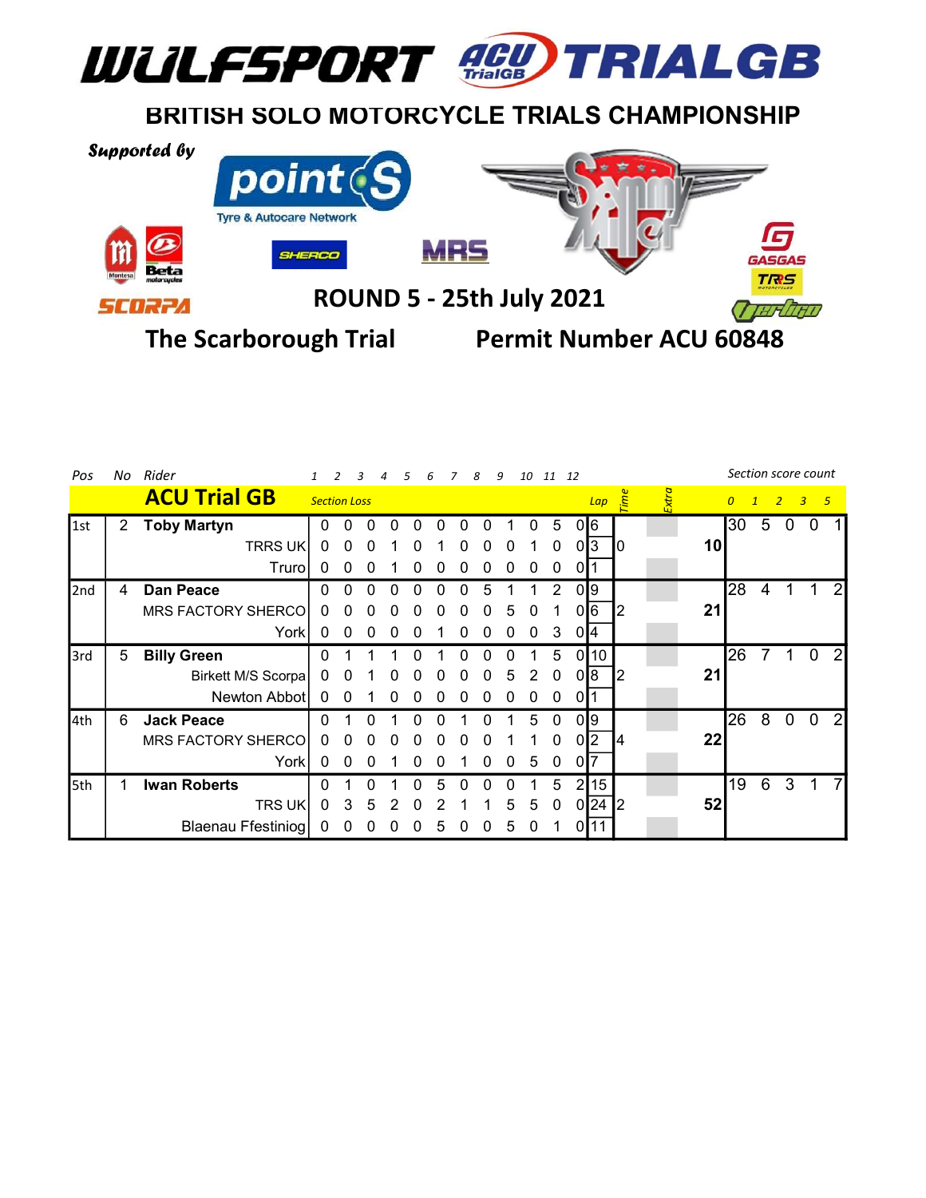# WULFSPORT ACU TRIALGB

## BRITISH SOLO MOTORCYCLE TRIALS CHAMPIONSHIP

Supported by

point S Tyre & Autocare Network

SHERCO · MRS · Sammy Miller · Montesa · Beta · GASGAS · TRS · SCORPA · Vertigo

### ROUND 5 - 25th July 2021

### The Scarborough Trial — Permit Number ACU 60848

| Pos | No | Rider | 1 | 2 | 3 | 4 | 5 | 6 | 7 | 8 | 9 | 10 | 11 | 12 | Lap | Time | Extra | Total | 0 | 1 | 2 | 3 | 5 |
|---|---|---|---|---|---|---|---|---|---|---|---|---|---|---|---|---|---|---|---|---|---|---|---|
| | | **ACU Trial GB** | Section Loss | | | | | | | | | | | | | | | | Section score count | | | | |
| 1st | 2 | **Toby Martyn** | 0 | 0 | 0 | 0 | 0 | 0 | 0 | 0 | 1 | 0 | 5 | 0 | 6 | | | | 30 | 5 | 0 | 0 | 1 |
| | | TRRS UK | 0 | 0 | 0 | 1 | 0 | 1 | 0 | 0 | 0 | 1 | 0 | 0 | 3 | 0 | | **10** | | | | | |
| | | Truro | 0 | 0 | 0 | 1 | 0 | 0 | 0 | 0 | 0 | 0 | 0 | 0 | 1 | | | | | | | | |
| 2nd | 4 | **Dan Peace** | 0 | 0 | 0 | 0 | 0 | 0 | 0 | 5 | 1 | 1 | 2 | 0 | 9 | | | | 28 | 4 | 1 | 1 | 2 |
| | | MRS FACTORY SHERCO | 0 | 0 | 0 | 0 | 0 | 0 | 0 | 0 | 5 | 0 | 1 | 0 | 6 | 2 | | **21** | | | | | |
| | | York | 0 | 0 | 0 | 0 | 0 | 1 | 0 | 0 | 0 | 0 | 3 | 0 | 4 | | | | | | | | |
| 3rd | 5 | **Billy Green** | 0 | 1 | 1 | 1 | 0 | 1 | 0 | 0 | 0 | 1 | 5 | 0 | 10 | | | | 26 | 7 | 1 | 0 | 2 |
| | | Birkett M/S Scorpa | 0 | 0 | 1 | 0 | 0 | 0 | 0 | 0 | 5 | 2 | 0 | 0 | 8 | 2 | | **21** | | | | | |
| | | Newton Abbot | 0 | 0 | 1 | 0 | 0 | 0 | 0 | 0 | 0 | 0 | 0 | 0 | 1 | | | | | | | | |
| 4th | 6 | **Jack Peace** | 0 | 1 | 0 | 1 | 0 | 0 | 1 | 0 | 1 | 5 | 0 | 0 | 9 | | | | 26 | 8 | 0 | 0 | 2 |
| | | MRS FACTORY SHERCO | 0 | 0 | 0 | 0 | 0 | 0 | 0 | 0 | 1 | 1 | 0 | 0 | 2 | 4 | | **22** | | | | | |
| | | York | 0 | 0 | 0 | 1 | 0 | 0 | 1 | 0 | 0 | 5 | 0 | 0 | 7 | | | | | | | | |
| 5th | 1 | **Iwan Roberts** | 0 | 1 | 0 | 1 | 0 | 5 | 0 | 0 | 0 | 1 | 5 | 2 | 15 | | | | 19 | 6 | 3 | 1 | 7 |
| | | TRS UK | 0 | 3 | 5 | 2 | 0 | 2 | 1 | 1 | 5 | 5 | 0 | 0 | 24 | 2 | | **52** | | | | | |
| | | Blaenau Ffestiniog | 0 | 0 | 0 | 0 | 0 | 5 | 0 | 0 | 5 | 0 | 1 | 0 | 11 | | | | | | | | |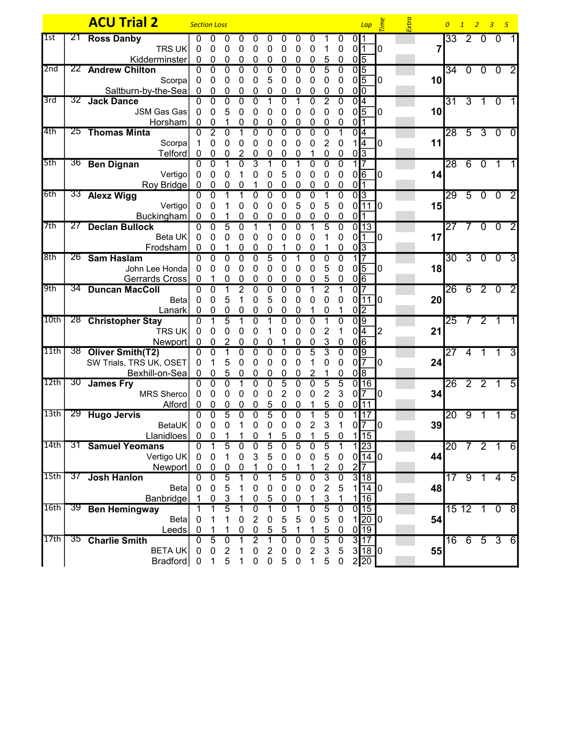# ACU Trial 2

| Pos | No | Rider / Machine / Town | Section Loss | | | | | | | | | | | | Lap | Time | Extra | Total | 0 | 1 | 2 | 3 | 5 |
|---|---|---|---|---|---|---|---|---|---|---|---|---|---|---|---|---|---|---|---|---|---|---|---|
| 1st | 21 | **Ross Danby** | 0 | 0 | 0 | 0 | 0 | 0 | 0 | 0 | 0 | 1 | 0 | 0 | 1 | | | | 33 | 2 | 0 | 0 | 1 |
| | | TRS UK | 0 | 0 | 0 | 0 | 0 | 0 | 0 | 0 | 0 | 1 | 0 | 0 | 1 | 0 | | 7 | | | | | |
| | | Kidderminster | 0 | 0 | 0 | 0 | 0 | 0 | 0 | 0 | 0 | 5 | 0 | 0 | 5 | | | | | | | | |
| 2nd | 22 | **Andrew Chilton** | 0 | 0 | 0 | 0 | 0 | 0 | 0 | 0 | 0 | 5 | 0 | 0 | 5 | | | | 34 | 0 | 0 | 0 | 2 |
| | | Scorpa | 0 | 0 | 0 | 0 | 0 | 5 | 0 | 0 | 0 | 0 | 0 | 0 | 5 | 0 | | 10 | | | | | |
| | | Saltburn-by-the-Sea | 0 | 0 | 0 | 0 | 0 | 0 | 0 | 0 | 0 | 0 | 0 | 0 | 0 | | | | | | | | |
| 3rd | 32 | **Jack Dance** | 0 | 0 | 0 | 0 | 0 | 1 | 0 | 1 | 0 | 2 | 0 | 0 | 4 | | | | 31 | 3 | 1 | 0 | 1 |
| | | JSM Gas Gas | 0 | 0 | 5 | 0 | 0 | 0 | 0 | 0 | 0 | 0 | 0 | 0 | 5 | 0 | | 10 | | | | | |
| | | Horsham | 0 | 0 | 1 | 0 | 0 | 0 | 0 | 0 | 0 | 0 | 0 | 0 | 1 | | | | | | | | |
| 4th | 25 | **Thomas Minta** | 0 | 2 | 0 | 1 | 0 | 0 | 0 | 0 | 0 | 0 | 1 | 0 | 4 | | | | 28 | 5 | 3 | 0 | 0 |
| | | Scorpa | 1 | 0 | 0 | 0 | 0 | 0 | 0 | 0 | 0 | 2 | 0 | 1 | 4 | 0 | | 11 | | | | | |
| | | Telford | 0 | 0 | 0 | 2 | 0 | 0 | 0 | 0 | 1 | 0 | 0 | 0 | 3 | | | | | | | | |
| 5th | 36 | **Ben Dignan** | 0 | 0 | 1 | 0 | 3 | 1 | 0 | 1 | 0 | 0 | 0 | 1 | 7 | | | | 28 | 6 | 0 | 1 | 1 |
| | | Vertigo | 0 | 0 | 0 | 1 | 0 | 0 | 5 | 0 | 0 | 0 | 0 | 0 | 6 | 0 | | 14 | | | | | |
| | | Roy Bridge | 0 | 0 | 0 | 0 | 1 | 0 | 0 | 0 | 0 | 0 | 0 | 0 | 1 | | | | | | | | |
| 6th | 33 | **Alexz Wigg** | 0 | 0 | 1 | 1 | 0 | 0 | 0 | 0 | 0 | 1 | 0 | 0 | 3 | | | | 29 | 5 | 0 | 0 | 2 |
| | | Vertigo | 0 | 0 | 1 | 0 | 0 | 0 | 0 | 5 | 0 | 5 | 0 | 0 | 11 | 0 | | 15 | | | | | |
| | | Buckingham | 0 | 0 | 1 | 0 | 0 | 0 | 0 | 0 | 0 | 0 | 0 | 0 | 1 | | | | | | | | |
| 7th | 27 | **Declan Bullock** | 0 | 0 | 5 | 0 | 1 | 1 | 0 | 0 | 1 | 5 | 0 | 0 | 13 | | | | 27 | 7 | 0 | 0 | 2 |
| | | Beta UK | 0 | 0 | 0 | 0 | 0 | 0 | 0 | 0 | 0 | 1 | 0 | 0 | 1 | 0 | | 17 | | | | | |
| | | Frodsham | 0 | 0 | 1 | 0 | 0 | 0 | 1 | 0 | 0 | 1 | 0 | 0 | 3 | | | | | | | | |
| 8th | 26 | **Sam Haslam** | 0 | 0 | 0 | 0 | 0 | 5 | 0 | 1 | 0 | 0 | 0 | 1 | 7 | | | | 30 | 3 | 0 | 0 | 3 |
| | | John Lee Honda | 0 | 0 | 0 | 0 | 0 | 0 | 0 | 0 | 0 | 5 | 0 | 0 | 5 | 0 | | 18 | | | | | |
| | | Gerrards Cross | 0 | 1 | 0 | 0 | 0 | 0 | 0 | 0 | 0 | 5 | 0 | 0 | 6 | | | | | | | | |
| 9th | 34 | **Duncan MacColl** | 0 | 0 | 1 | 2 | 0 | 0 | 0 | 0 | 1 | 2 | 1 | 0 | 7 | | | | 26 | 6 | 2 | 0 | 2 |
| | | Beta | 0 | 0 | 5 | 1 | 0 | 5 | 0 | 0 | 0 | 0 | 0 | 0 | 11 | 0 | | 20 | | | | | |
| | | Lanark | 0 | 0 | 0 | 0 | 0 | 0 | 0 | 0 | 1 | 0 | 1 | 0 | 2 | | | | | | | | |
| 10th | 28 | **Christopher Stay** | 0 | 1 | 5 | 1 | 0 | 1 | 0 | 0 | 0 | 1 | 0 | 0 | 9 | | | | 25 | 7 | 2 | 1 | 1 |
| | | TRS UK | 0 | 0 | 0 | 0 | 0 | 1 | 0 | 0 | 0 | 2 | 1 | 0 | 4 | 2 | | 21 | | | | | |
| | | Newport | 0 | 0 | 2 | 0 | 0 | 0 | 1 | 0 | 0 | 3 | 0 | 0 | 6 | | | | | | | | |
| 11th | 38 | **Oliver Smith(T2)** | 0 | 0 | 1 | 0 | 0 | 0 | 0 | 0 | 5 | 3 | 0 | 0 | 9 | | | | 27 | 4 | 1 | 1 | 3 |
| | | SW Trials, TRS UK, OSET | 0 | 1 | 5 | 0 | 0 | 0 | 0 | 0 | 1 | 0 | 0 | 0 | 7 | 0 | | 24 | | | | | |
| | | Bexhill-on-Sea | 0 | 0 | 5 | 0 | 0 | 0 | 0 | 0 | 2 | 1 | 0 | 0 | 8 | | | | | | | | |
| 12th | 30 | **James Fry** | 0 | 0 | 0 | 1 | 0 | 0 | 5 | 0 | 0 | 5 | 5 | 0 | 16 | | | | 26 | 2 | 2 | 1 | 5 |
| | | MRS Sherco | 0 | 0 | 0 | 0 | 0 | 0 | 2 | 0 | 0 | 2 | 3 | 0 | 7 | 0 | | 34 | | | | | |
| | | Alford | 0 | 0 | 0 | 0 | 0 | 5 | 0 | 0 | 1 | 5 | 0 | 0 | 11 | | | | | | | | |
| 13th | 29 | **Hugo Jervis** | 0 | 0 | 5 | 0 | 0 | 5 | 0 | 0 | 1 | 5 | 0 | 1 | 17 | | | | 20 | 9 | 1 | 1 | 5 |
| | | BetaUK | 0 | 0 | 0 | 1 | 0 | 0 | 0 | 0 | 2 | 3 | 1 | 0 | 7 | 0 | | 39 | | | | | |
| | | Llanidloes | 0 | 0 | 1 | 1 | 0 | 1 | 5 | 0 | 1 | 5 | 0 | 1 | 15 | | | | | | | | |
| 14th | 31 | **Samuel Yeomans** | 0 | 1 | 5 | 0 | 0 | 5 | 0 | 5 | 0 | 5 | 1 | 1 | 23 | | | | 20 | 7 | 2 | 1 | 6 |
| | | Vertigo UK | 0 | 0 | 1 | 0 | 3 | 5 | 0 | 0 | 0 | 5 | 0 | 0 | 14 | 0 | | 44 | | | | | |
| | | Newport | 0 | 0 | 0 | 0 | 1 | 0 | 0 | 1 | 1 | 2 | 0 | 2 | 7 | | | | | | | | |
| 15th | 37 | **Josh Hanlon** | 0 | 0 | 5 | 1 | 0 | 1 | 5 | 0 | 0 | 3 | 0 | 3 | 18 | | | | 17 | 9 | 1 | 4 | 5 |
| | | Beta | 0 | 0 | 5 | 1 | 0 | 0 | 0 | 0 | 0 | 2 | 5 | 1 | 14 | 0 | | 48 | | | | | |
| | | Banbridge | 1 | 0 | 3 | 1 | 0 | 5 | 0 | 0 | 1 | 3 | 1 | 1 | 16 | | | | | | | | |
| 16th | 39 | **Ben Hemingway** | 1 | 1 | 5 | 1 | 0 | 1 | 0 | 1 | 0 | 5 | 0 | 0 | 15 | | | | 15 | 12 | 1 | 0 | 8 |
| | | Beta | 0 | 1 | 1 | 0 | 2 | 0 | 5 | 5 | 0 | 5 | 0 | 1 | 20 | 0 | | 54 | | | | | |
| | | Leeds | 0 | 1 | 1 | 0 | 0 | 5 | 5 | 1 | 1 | 5 | 0 | 0 | 19 | | | | | | | | |
| 17th | 35 | **Charlie Smith** | 0 | 5 | 0 | 1 | 2 | 1 | 0 | 0 | 0 | 5 | 0 | 3 | 17 | | | | 16 | 6 | 5 | 3 | 6 |
| | | BETA UK | 0 | 0 | 2 | 1 | 0 | 2 | 0 | 0 | 2 | 3 | 5 | 3 | 18 | 0 | | 55 | | | | | |
| | | Bradford | 0 | 1 | 5 | 1 | 0 | 0 | 5 | 0 | 1 | 5 | 0 | 2 | 20 | | | | | | | | |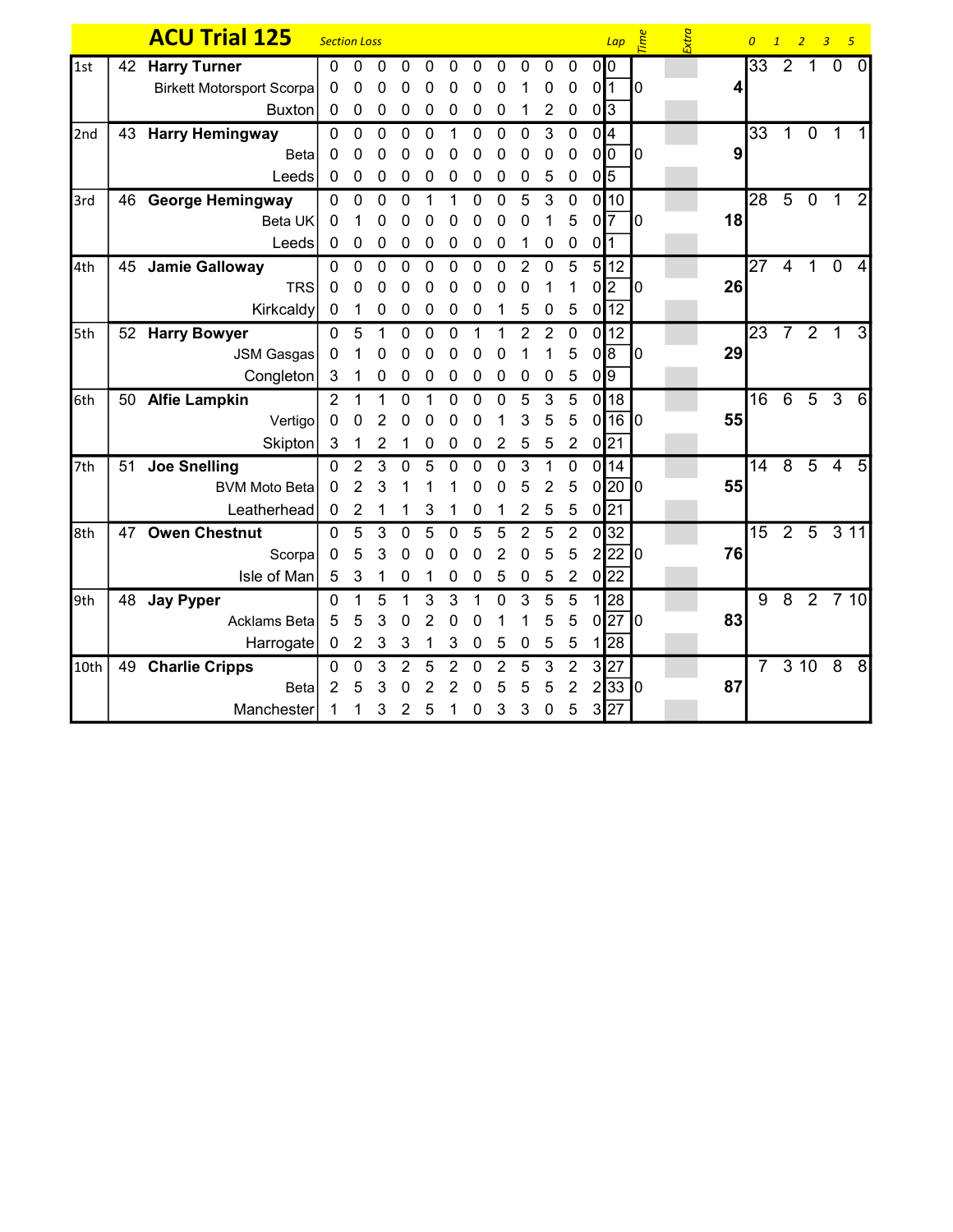## ACU Trial 125

| Pos | No | Rider / Machine / Town | Section Loss | | | | | | | | | | | | Lap | Time | Extra | Total | 0 | 1 | 2 | 3 | 5 |
|---|---|---|---|---|---|---|---|---|---|---|---|---|---|---|---|---|---|---|---|---|---|---|---|
| 1st | 42 | **Harry Turner** | 0 | 0 | 0 | 0 | 0 | 0 | 0 | 0 | 0 | 0 | 0 | 0 | 0 | | | | 33 | 2 | 1 | 0 | 0 |
| | | Birkett Motorsport Scorpa | 0 | 0 | 0 | 0 | 0 | 0 | 0 | 0 | 1 | 0 | 0 | 0 | 1 | 0 | | 4 | | | | | |
| | | Buxton | 0 | 0 | 0 | 0 | 0 | 0 | 0 | 0 | 1 | 2 | 0 | 0 | 3 | | | | | | | | |
| 2nd | 43 | **Harry Hemingway** | 0 | 0 | 0 | 0 | 0 | 1 | 0 | 0 | 0 | 3 | 0 | 0 | 4 | | | | 33 | 1 | 0 | 1 | 1 |
| | | Beta | 0 | 0 | 0 | 0 | 0 | 0 | 0 | 0 | 0 | 0 | 0 | 0 | 0 | 0 | | 9 | | | | | |
| | | Leeds | 0 | 0 | 0 | 0 | 0 | 0 | 0 | 0 | 0 | 5 | 0 | 0 | 5 | | | | | | | | |
| 3rd | 46 | **George Hemingway** | 0 | 0 | 0 | 0 | 1 | 1 | 0 | 0 | 5 | 3 | 0 | 0 | 10 | | | | 28 | 5 | 0 | 1 | 2 |
| | | Beta UK | 0 | 1 | 0 | 0 | 0 | 0 | 0 | 0 | 0 | 1 | 5 | 0 | 7 | 0 | | 18 | | | | | |
| | | Leeds | 0 | 0 | 0 | 0 | 0 | 0 | 0 | 0 | 1 | 0 | 0 | 0 | 1 | | | | | | | | |
| 4th | 45 | **Jamie Galloway** | 0 | 0 | 0 | 0 | 0 | 0 | 0 | 0 | 2 | 0 | 5 | 5 | 12 | | | | 27 | 4 | 1 | 0 | 4 |
| | | TRS | 0 | 0 | 0 | 0 | 0 | 0 | 0 | 0 | 0 | 1 | 1 | 0 | 2 | 0 | | 26 | | | | | |
| | | Kirkcaldy | 0 | 1 | 0 | 0 | 0 | 0 | 0 | 1 | 5 | 0 | 5 | 0 | 12 | | | | | | | | |
| 5th | 52 | **Harry Bowyer** | 0 | 5 | 1 | 0 | 0 | 0 | 1 | 1 | 2 | 2 | 0 | 0 | 12 | | | | 23 | 7 | 2 | 1 | 3 |
| | | JSM Gasgas | 0 | 1 | 0 | 0 | 0 | 0 | 0 | 0 | 1 | 1 | 5 | 0 | 8 | 0 | | 29 | | | | | |
| | | Congleton | 3 | 1 | 0 | 0 | 0 | 0 | 0 | 0 | 0 | 0 | 5 | 0 | 9 | | | | | | | | |
| 6th | 50 | **Alfie Lampkin** | 2 | 1 | 1 | 0 | 1 | 0 | 0 | 0 | 5 | 3 | 5 | 0 | 18 | | | | 16 | 6 | 5 | 3 | 6 |
| | | Vertigo | 0 | 0 | 2 | 0 | 0 | 0 | 0 | 1 | 3 | 5 | 5 | 0 | 16 | 0 | | 55 | | | | | |
| | | Skipton | 3 | 1 | 2 | 1 | 0 | 0 | 0 | 2 | 5 | 5 | 2 | 0 | 21 | | | | | | | | |
| 7th | 51 | **Joe Snelling** | 0 | 2 | 3 | 0 | 5 | 0 | 0 | 0 | 3 | 1 | 0 | 0 | 14 | | | | 14 | 8 | 5 | 4 | 5 |
| | | BVM Moto Beta | 0 | 2 | 3 | 1 | 1 | 1 | 0 | 0 | 5 | 2 | 5 | 0 | 20 | 0 | | 55 | | | | | |
| | | Leatherhead | 0 | 2 | 1 | 1 | 3 | 1 | 0 | 1 | 2 | 5 | 5 | 0 | 21 | | | | | | | | |
| 8th | 47 | **Owen Chestnut** | 0 | 5 | 3 | 0 | 5 | 0 | 5 | 5 | 2 | 5 | 2 | 0 | 32 | | | | 15 | 2 | 5 | 3 | 11 |
| | | Scorpa | 0 | 5 | 3 | 0 | 0 | 0 | 0 | 2 | 0 | 5 | 5 | 2 | 22 | 0 | | 76 | | | | | |
| | | Isle of Man | 5 | 3 | 1 | 0 | 1 | 0 | 0 | 5 | 0 | 5 | 2 | 0 | 22 | | | | | | | | |
| 9th | 48 | **Jay Pyper** | 0 | 1 | 5 | 1 | 3 | 3 | 1 | 0 | 3 | 5 | 5 | 1 | 28 | | | | 9 | 8 | 2 | 7 | 10 |
| | | Acklams Beta | 5 | 5 | 3 | 0 | 2 | 0 | 0 | 1 | 1 | 5 | 5 | 0 | 27 | 0 | | 83 | | | | | |
| | | Harrogate | 0 | 2 | 3 | 3 | 1 | 3 | 0 | 5 | 0 | 5 | 5 | 1 | 28 | | | | | | | | |
| 10th | 49 | **Charlie Cripps** | 0 | 0 | 3 | 2 | 5 | 2 | 0 | 2 | 5 | 3 | 2 | 3 | 27 | | | | 7 | 3 | 10 | 8 | 8 |
| | | Beta | 2 | 5 | 3 | 0 | 2 | 2 | 0 | 5 | 5 | 5 | 2 | 2 | 33 | 0 | | 87 | | | | | |
| | | Manchester | 1 | 1 | 3 | 2 | 5 | 1 | 0 | 3 | 3 | 0 | 5 | 3 | 27 | | | | | | | | |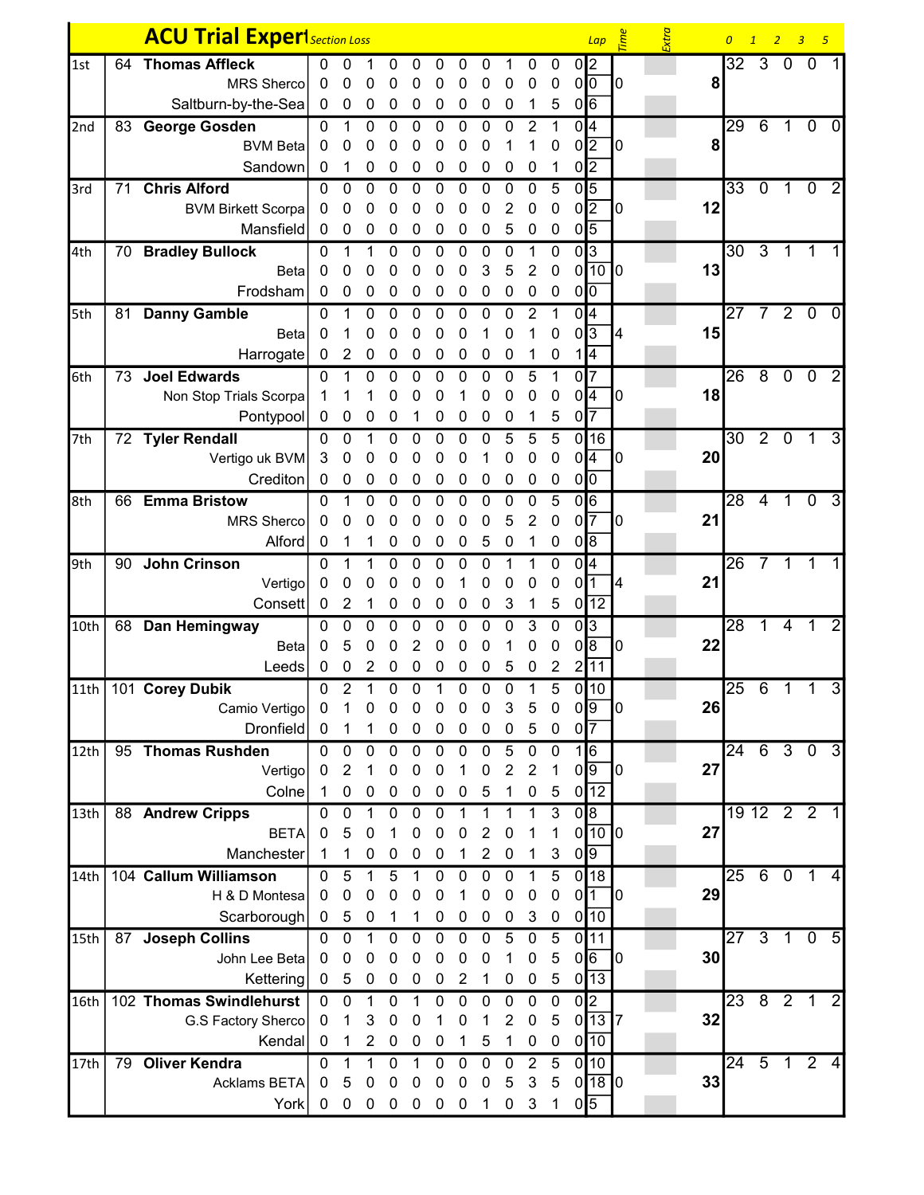# ACU Trial Expert

| Pos | No. | Rider / Machine / Club | Section Loss | | | | | | | | | | | | Lap | Time | Extra | Total | 0 | 1 | 2 | 3 | 5 |
|---|---|---|---|---|---|---|---|---|---|---|---|---|---|---|---|---|---|---|---|---|---|---|---|
| 1st | 64 | **Thomas Affleck** | 0 | 0 | 1 | 0 | 0 | 0 | 0 | 0 | 1 | 0 | 0 | 0 | 2 | | | | 32 | 3 | 0 | 0 | 1 |
| | | MRS Sherco | 0 | 0 | 0 | 0 | 0 | 0 | 0 | 0 | 0 | 0 | 0 | 0 | 0 | 0 | | 8 | | | | | |
| | | Saltburn-by-the-Sea | 0 | 0 | 0 | 0 | 0 | 0 | 0 | 0 | 0 | 1 | 5 | 0 | 6 | | | | | | | | |
| 2nd | 83 | **George Gosden** | 0 | 1 | 0 | 0 | 0 | 0 | 0 | 0 | 0 | 2 | 1 | 0 | 4 | | | | 29 | 6 | 1 | 0 | 0 |
| | | BVM Beta | 0 | 0 | 0 | 0 | 0 | 0 | 0 | 0 | 1 | 1 | 0 | 0 | 2 | 0 | | 8 | | | | | |
| | | Sandown | 0 | 1 | 0 | 0 | 0 | 0 | 0 | 0 | 0 | 0 | 1 | 0 | 2 | | | | | | | | |
| 3rd | 71 | **Chris Alford** | 0 | 0 | 0 | 0 | 0 | 0 | 0 | 0 | 0 | 0 | 5 | 0 | 5 | | | | 33 | 0 | 1 | 0 | 2 |
| | | BVM Birkett Scorpa | 0 | 0 | 0 | 0 | 0 | 0 | 0 | 0 | 2 | 0 | 0 | 0 | 2 | 0 | | 12 | | | | | |
| | | Mansfield | 0 | 0 | 0 | 0 | 0 | 0 | 0 | 0 | 5 | 0 | 0 | 0 | 5 | | | | | | | | |
| 4th | 70 | **Bradley Bullock** | 0 | 1 | 1 | 0 | 0 | 0 | 0 | 0 | 0 | 1 | 0 | 0 | 3 | | | | 30 | 3 | 1 | 1 | 1 |
| | | Beta | 0 | 0 | 0 | 0 | 0 | 0 | 0 | 3 | 5 | 2 | 0 | 0 | 10 | 0 | | 13 | | | | | |
| | | Frodsham | 0 | 0 | 0 | 0 | 0 | 0 | 0 | 0 | 0 | 0 | 0 | 0 | 0 | | | | | | | | |
| 5th | 81 | **Danny Gamble** | 0 | 1 | 0 | 0 | 0 | 0 | 0 | 0 | 0 | 2 | 1 | 0 | 4 | | | | 27 | 7 | 2 | 0 | 0 |
| | | Beta | 0 | 1 | 0 | 0 | 0 | 0 | 0 | 1 | 0 | 1 | 0 | 0 | 3 | 4 | | 15 | | | | | |
| | | Harrogate | 0 | 2 | 0 | 0 | 0 | 0 | 0 | 0 | 0 | 1 | 0 | 1 | 4 | | | | | | | | |
| 6th | 73 | **Joel Edwards** | 0 | 1 | 0 | 0 | 0 | 0 | 0 | 0 | 0 | 5 | 1 | 0 | 7 | | | | 26 | 8 | 0 | 0 | 2 |
| | | Non Stop Trials Scorpa | 1 | 1 | 1 | 0 | 0 | 0 | 1 | 0 | 0 | 0 | 0 | 0 | 4 | 0 | | 18 | | | | | |
| | | Pontypool | 0 | 0 | 0 | 0 | 1 | 0 | 0 | 0 | 0 | 1 | 5 | 0 | 7 | | | | | | | | |
| 7th | 72 | **Tyler Rendall** | 0 | 0 | 1 | 0 | 0 | 0 | 0 | 0 | 5 | 5 | 5 | 0 | 16 | | | | 30 | 2 | 0 | 1 | 3 |
| | | Vertigo uk BVM | 3 | 0 | 0 | 0 | 0 | 0 | 0 | 1 | 0 | 0 | 0 | 0 | 4 | 0 | | 20 | | | | | |
| | | Crediton | 0 | 0 | 0 | 0 | 0 | 0 | 0 | 0 | 0 | 0 | 0 | 0 | 0 | | | | | | | | |
| 8th | 66 | **Emma Bristow** | 0 | 1 | 0 | 0 | 0 | 0 | 0 | 0 | 0 | 0 | 5 | 0 | 6 | | | | 28 | 4 | 1 | 0 | 3 |
| | | MRS Sherco | 0 | 0 | 0 | 0 | 0 | 0 | 0 | 0 | 5 | 2 | 0 | 0 | 7 | 0 | | 21 | | | | | |
| | | Alford | 0 | 1 | 1 | 0 | 0 | 0 | 0 | 5 | 0 | 1 | 0 | 0 | 8 | | | | | | | | |
| 9th | 90 | **John Crinson** | 0 | 1 | 1 | 0 | 0 | 0 | 0 | 0 | 1 | 1 | 0 | 0 | 4 | | | | 26 | 7 | 1 | 1 | 1 |
| | | Vertigo | 0 | 0 | 0 | 0 | 0 | 0 | 1 | 0 | 0 | 0 | 0 | 0 | 1 | 4 | | 21 | | | | | |
| | | Consett | 0 | 2 | 1 | 0 | 0 | 0 | 0 | 0 | 3 | 1 | 5 | 0 | 12 | | | | | | | | |
| 10th | 68 | **Dan Hemingway** | 0 | 0 | 0 | 0 | 0 | 0 | 0 | 0 | 0 | 3 | 0 | 0 | 3 | | | | 28 | 1 | 4 | 1 | 2 |
| | | Beta | 0 | 5 | 0 | 0 | 2 | 0 | 0 | 0 | 1 | 0 | 0 | 0 | 8 | 0 | | 22 | | | | | |
| | | Leeds | 0 | 0 | 2 | 0 | 0 | 0 | 0 | 0 | 5 | 0 | 2 | 2 | 11 | | | | | | | | |
| 11th | 101 | **Corey Dubik** | 0 | 2 | 1 | 0 | 0 | 1 | 0 | 0 | 0 | 1 | 5 | 0 | 10 | | | | 25 | 6 | 1 | 1 | 3 |
| | | Camio Vertigo | 0 | 1 | 0 | 0 | 0 | 0 | 0 | 0 | 3 | 5 | 0 | 0 | 9 | 0 | | 26 | | | | | |
| | | Dronfield | 0 | 1 | 1 | 0 | 0 | 0 | 0 | 0 | 0 | 5 | 0 | 0 | 7 | | | | | | | | |
| 12th | 95 | **Thomas Rushden** | 0 | 0 | 0 | 0 | 0 | 0 | 0 | 0 | 5 | 0 | 0 | 1 | 6 | | | | 24 | 6 | 3 | 0 | 3 |
| | | Vertigo | 0 | 2 | 1 | 0 | 0 | 0 | 1 | 0 | 2 | 2 | 1 | 0 | 9 | 0 | | 27 | | | | | |
| | | Colne | 1 | 0 | 0 | 0 | 0 | 0 | 0 | 5 | 1 | 0 | 5 | 0 | 12 | | | | | | | | |
| 13th | 88 | **Andrew Cripps** | 0 | 0 | 1 | 0 | 0 | 0 | 1 | 1 | 1 | 1 | 3 | 0 | 8 | | | | 19 | 12 | 2 | 2 | 1 |
| | | BETA | 0 | 5 | 0 | 1 | 0 | 0 | 0 | 2 | 0 | 1 | 1 | 0 | 10 | 0 | | 27 | | | | | |
| | | Manchester | 1 | 1 | 0 | 0 | 0 | 0 | 1 | 2 | 0 | 1 | 3 | 0 | 9 | | | | | | | | |
| 14th | 104 | **Callum Williamson** | 0 | 5 | 1 | 5 | 1 | 0 | 0 | 0 | 0 | 1 | 5 | 0 | 18 | | | | 25 | 6 | 0 | 1 | 4 |
| | | H & D Montesa | 0 | 0 | 0 | 0 | 0 | 0 | 1 | 0 | 0 | 0 | 0 | 0 | 1 | 0 | | 29 | | | | | |
| | | Scarborough | 0 | 5 | 0 | 1 | 1 | 0 | 0 | 0 | 0 | 3 | 0 | 0 | 10 | | | | | | | | |
| 15th | 87 | **Joseph Collins** | 0 | 0 | 1 | 0 | 0 | 0 | 0 | 0 | 5 | 0 | 5 | 0 | 11 | | | | 27 | 3 | 1 | 0 | 5 |
| | | John Lee Beta | 0 | 0 | 0 | 0 | 0 | 0 | 0 | 0 | 1 | 0 | 5 | 0 | 6 | 0 | | 30 | | | | | |
| | | Kettering | 0 | 5 | 0 | 0 | 0 | 0 | 2 | 1 | 0 | 0 | 5 | 0 | 13 | | | | | | | | |
| 16th | 102 | **Thomas Swindlehurst** | 0 | 0 | 1 | 0 | 1 | 0 | 0 | 0 | 0 | 0 | 0 | 0 | 2 | | | | 23 | 8 | 2 | 1 | 2 |
| | | G.S Factory Sherco | 0 | 1 | 3 | 0 | 0 | 1 | 0 | 1 | 2 | 0 | 5 | 0 | 13 | 7 | | 32 | | | | | |
| | | Kendal | 0 | 1 | 2 | 0 | 0 | 0 | 1 | 5 | 1 | 0 | 0 | 0 | 10 | | | | | | | | |
| 17th | 79 | **Oliver Kendra** | 0 | 1 | 1 | 0 | 1 | 0 | 0 | 0 | 0 | 2 | 5 | 0 | 10 | | | | 24 | 5 | 1 | 2 | 4 |
| | | Acklams BETA | 0 | 5 | 0 | 0 | 0 | 0 | 0 | 0 | 5 | 3 | 5 | 0 | 18 | 0 | | 33 | | | | | |
| | | York | 0 | 0 | 0 | 0 | 0 | 0 | 0 | 1 | 0 | 3 | 1 | 0 | 5 | | | | | | | | |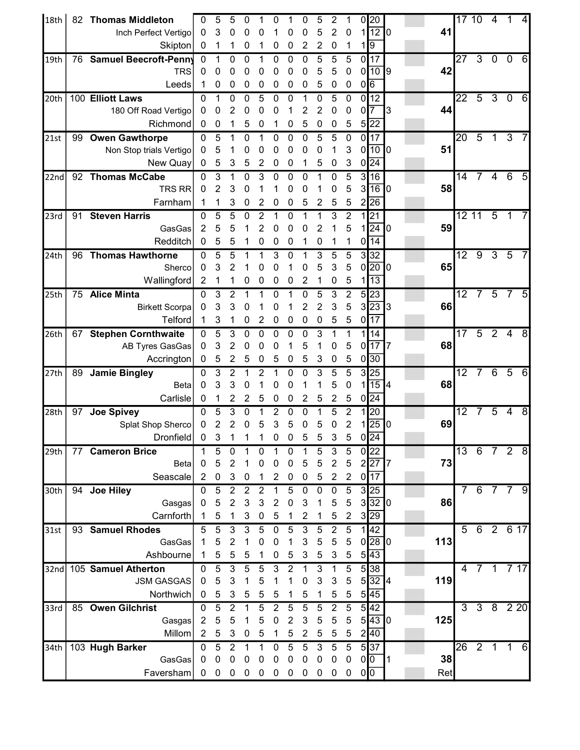| Pos | No | Rider | | | | | | | | | | | | | | | Total | | | | | |
|---|---|---|---|---|---|---|---|---|---|---|---|---|---|---|---|---|---|---|---|---|---|---|
| 18th | 82 | **Thomas Middleton** | 0 | 5 | 5 | 0 | 1 | 0 | 1 | 0 | 5 | 2 | 1 | 0 | 20 | | | 17 | 10 | 4 | 1 | 4 |
| | | Inch Perfect Vertigo | 0 | 3 | 0 | 0 | 0 | 1 | 0 | 0 | 5 | 2 | 0 | 1 | 12 | 0 | **41** | | | | | |
| | | Skipton | 0 | 1 | 1 | 0 | 1 | 0 | 0 | 2 | 2 | 0 | 1 | 1 | 9 | | | | | | | |
| 19th | 76 | **Samuel Beecroft-Penny** | 0 | 1 | 0 | 0 | 1 | 0 | 0 | 0 | 5 | 5 | 5 | 0 | 17 | | | 27 | 3 | 0 | 0 | 6 |
| | | TRS | 0 | 0 | 0 | 0 | 0 | 0 | 0 | 0 | 5 | 5 | 0 | 0 | 10 | 9 | **42** | | | | | |
| | | Leeds | 1 | 0 | 0 | 0 | 0 | 0 | 0 | 0 | 5 | 0 | 0 | 0 | 6 | | | | | | | |
| 20th | 100 | **Elliott Laws** | 0 | 1 | 0 | 0 | 5 | 0 | 0 | 1 | 0 | 5 | 0 | 0 | 12 | | | 22 | 5 | 3 | 0 | 6 |
| | | 180 Off Road Vertigo | 0 | 0 | 2 | 0 | 0 | 0 | 1 | 2 | 2 | 0 | 0 | 0 | 7 | 3 | **44** | | | | | |
| | | Richmond | 0 | 0 | 1 | 5 | 0 | 1 | 0 | 5 | 0 | 0 | 5 | 5 | 22 | | | | | | | |
| 21st | 99 | **Owen Gawthorpe** | 0 | 5 | 1 | 0 | 1 | 0 | 0 | 0 | 5 | 5 | 0 | 0 | 17 | | | 20 | 5 | 1 | 3 | 7 |
| | | Non Stop trials Vertigo | 0 | 5 | 1 | 0 | 0 | 0 | 0 | 0 | 0 | 1 | 3 | 0 | 10 | 0 | **51** | | | | | |
| | | New Quay | 0 | 5 | 3 | 5 | 2 | 0 | 0 | 1 | 5 | 0 | 3 | 0 | 24 | | | | | | | |
| 22nd | 92 | **Thomas McCabe** | 0 | 3 | 1 | 0 | 3 | 0 | 0 | 0 | 1 | 0 | 5 | 3 | 16 | | | 14 | 7 | 4 | 6 | 5 |
| | | TRS RR | 0 | 2 | 3 | 0 | 1 | 1 | 0 | 0 | 1 | 0 | 5 | 3 | 16 | 0 | **58** | | | | | |
| | | Farnham | 1 | 1 | 3 | 0 | 2 | 0 | 0 | 5 | 2 | 5 | 5 | 2 | 26 | | | | | | | |
| 23rd | 91 | **Steven Harris** | 0 | 5 | 5 | 0 | 2 | 1 | 0 | 1 | 1 | 3 | 2 | 1 | 21 | | | 12 | 11 | 5 | 1 | 7 |
| | | GasGas | 2 | 5 | 5 | 1 | 2 | 0 | 0 | 0 | 2 | 1 | 5 | 1 | 24 | 0 | **59** | | | | | |
| | | Redditch | 0 | 5 | 5 | 1 | 0 | 0 | 0 | 1 | 0 | 1 | 1 | 0 | 14 | | | | | | | |
| 24th | 96 | **Thomas Hawthorne** | 0 | 5 | 5 | 1 | 1 | 3 | 0 | 1 | 3 | 5 | 5 | 3 | 32 | | | 12 | 9 | 3 | 5 | 7 |
| | | Sherco | 0 | 3 | 2 | 1 | 0 | 0 | 1 | 0 | 5 | 3 | 5 | 0 | 20 | 0 | **65** | | | | | |
| | | Wallingford | 2 | 1 | 1 | 0 | 0 | 0 | 0 | 2 | 1 | 0 | 5 | 1 | 13 | | | | | | | |
| 25th | 75 | **Alice Minta** | 0 | 3 | 2 | 1 | 1 | 0 | 1 | 0 | 5 | 3 | 2 | 5 | 23 | | | 12 | 7 | 5 | 7 | 5 |
| | | Birkett Scorpa | 0 | 3 | 3 | 0 | 1 | 0 | 1 | 2 | 2 | 3 | 5 | 3 | 23 | 3 | **66** | | | | | |
| | | Telford | 1 | 3 | 1 | 0 | 2 | 0 | 0 | 0 | 0 | 5 | 5 | 0 | 17 | | | | | | | |
| 26th | 67 | **Stephen Cornthwaite** | 0 | 5 | 3 | 0 | 0 | 0 | 0 | 0 | 3 | 1 | 1 | 1 | 14 | | | 17 | 5 | 2 | 4 | 8 |
| | | AB Tyres GasGas | 0 | 3 | 2 | 0 | 0 | 0 | 1 | 5 | 1 | 0 | 5 | 0 | 17 | 7 | **68** | | | | | |
| | | Accrington | 0 | 5 | 2 | 5 | 0 | 5 | 0 | 5 | 3 | 0 | 5 | 0 | 30 | | | | | | | |
| 27th | 89 | **Jamie Bingley** | 0 | 3 | 2 | 1 | 2 | 1 | 0 | 0 | 3 | 5 | 5 | 3 | 25 | | | 12 | 7 | 6 | 5 | 6 |
| | | Beta | 0 | 3 | 3 | 0 | 1 | 0 | 0 | 1 | 1 | 5 | 0 | 1 | 15 | 4 | **68** | | | | | |
| | | Carlisle | 0 | 1 | 2 | 2 | 5 | 0 | 0 | 2 | 5 | 2 | 5 | 0 | 24 | | | | | | | |
| 28th | 97 | **Joe Spivey** | 0 | 5 | 3 | 0 | 1 | 2 | 0 | 0 | 1 | 5 | 2 | 1 | 20 | | | 12 | 7 | 5 | 4 | 8 |
| | | Splat Shop Sherco | 0 | 2 | 2 | 0 | 5 | 3 | 5 | 0 | 5 | 0 | 2 | 1 | 25 | 0 | **69** | | | | | |
| | | Dronfield | 0 | 3 | 1 | 1 | 1 | 0 | 0 | 5 | 5 | 3 | 5 | 0 | 24 | | | | | | | |
| 29th | 77 | **Cameron Brice** | 1 | 5 | 0 | 1 | 0 | 1 | 0 | 1 | 5 | 3 | 5 | 0 | 22 | | | 13 | 6 | 7 | 2 | 8 |
| | | Beta | 0 | 5 | 2 | 1 | 0 | 0 | 0 | 5 | 5 | 2 | 5 | 2 | 27 | 7 | **73** | | | | | |
| | | Seascale | 2 | 0 | 3 | 0 | 1 | 2 | 0 | 0 | 5 | 2 | 2 | 0 | 17 | | | | | | | |
| 30th | 94 | **Joe Hiley** | 0 | 5 | 2 | 2 | 2 | 1 | 5 | 0 | 0 | 0 | 5 | 3 | 25 | | | 7 | 6 | 7 | 7 | 9 |
| | | Gasgas | 0 | 5 | 2 | 3 | 3 | 2 | 0 | 3 | 1 | 5 | 5 | 3 | 32 | 0 | **86** | | | | | |
| | | Carnforth | 1 | 5 | 1 | 3 | 0 | 5 | 1 | 2 | 1 | 5 | 2 | 3 | 29 | | | | | | | |
| 31st | 93 | **Samuel Rhodes** | 5 | 5 | 3 | 3 | 5 | 0 | 5 | 3 | 5 | 2 | 5 | 1 | 42 | | | 5 | 6 | 2 | 6 | 17 |
| | | GasGas | 1 | 5 | 2 | 1 | 0 | 0 | 1 | 3 | 5 | 5 | 5 | 0 | 28 | 0 | **113** | | | | | |
| | | Ashbourne | 1 | 5 | 5 | 5 | 1 | 0 | 5 | 3 | 5 | 3 | 5 | 5 | 43 | | | | | | | |
| 32nd | 105 | **Samuel Atherton** | 0 | 5 | 3 | 5 | 5 | 3 | 2 | 1 | 3 | 1 | 5 | 5 | 38 | | | 4 | 7 | 1 | 7 | 17 |
| | | JSM GASGAS | 0 | 5 | 3 | 1 | 5 | 1 | 1 | 0 | 3 | 3 | 5 | 5 | 32 | 4 | **119** | | | | | |
| | | Northwich | 0 | 5 | 3 | 5 | 5 | 5 | 1 | 5 | 1 | 5 | 5 | 5 | 45 | | | | | | | |
| 33rd | 85 | **Owen Gilchrist** | 0 | 5 | 2 | 1 | 5 | 2 | 5 | 5 | 5 | 2 | 5 | 5 | 42 | | | 3 | 3 | 8 | 2 | 20 |
| | | Gasgas | 2 | 5 | 5 | 1 | 5 | 0 | 2 | 3 | 5 | 5 | 5 | 5 | 43 | 0 | **125** | | | | | |
| | | Millom | 2 | 5 | 3 | 0 | 5 | 1 | 5 | 2 | 5 | 5 | 5 | 2 | 40 | | | | | | | |
| 34th | 103 | **Hugh Barker** | 0 | 5 | 2 | 1 | 1 | 0 | 5 | 5 | 3 | 5 | 5 | 5 | 37 | | | 26 | 2 | 1 | 1 | 6 |
| | | GasGas | 0 | 0 | 0 | 0 | 0 | 0 | 0 | 0 | 0 | 0 | 0 | 0 | 0 | 1 | **38** | | | | | |
| | | Faversham | 0 | 0 | 0 | 0 | 0 | 0 | 0 | 0 | 0 | 0 | 0 | 0 | 0 | | Ret | | | | | |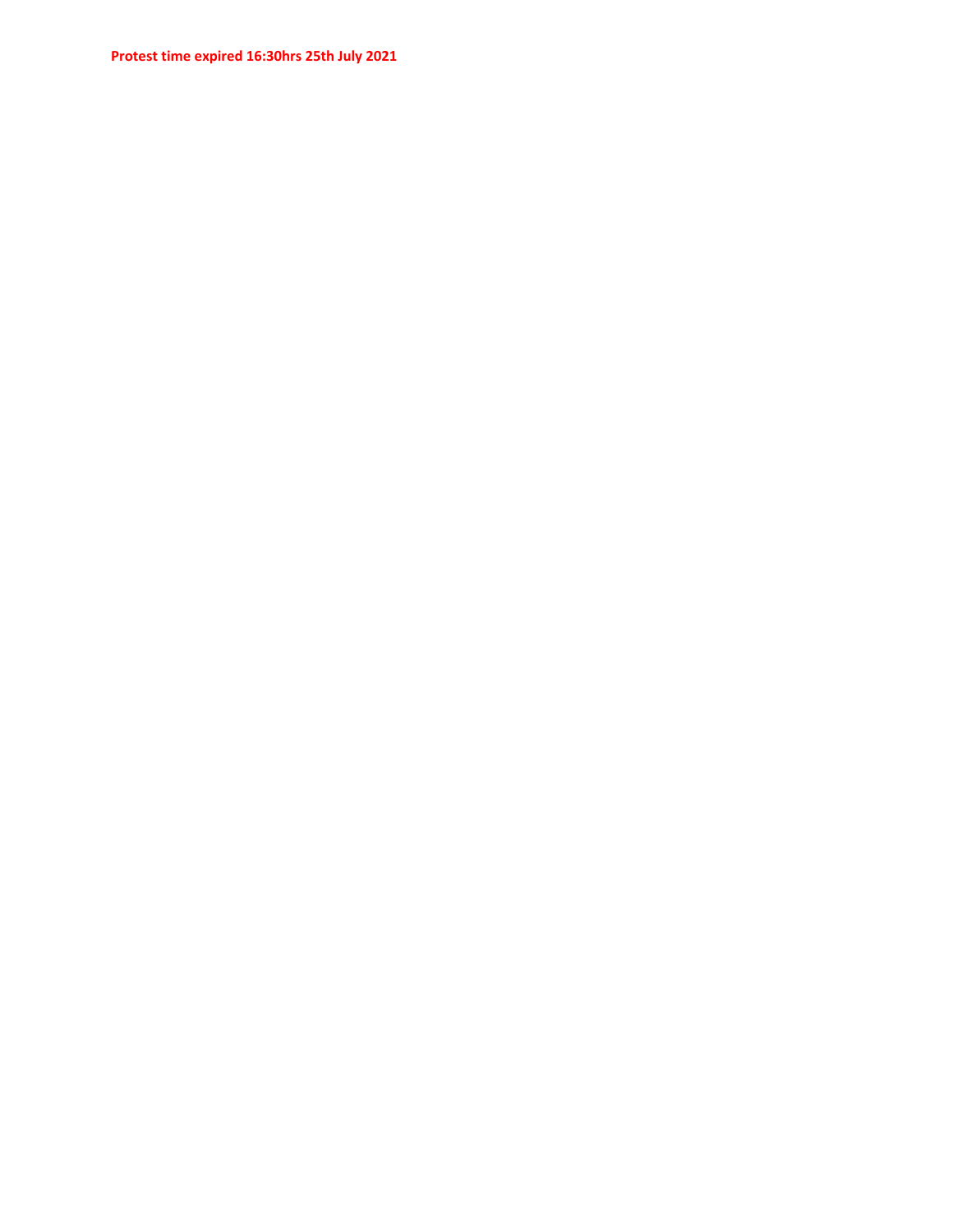**Protest time expired 16:30hrs 25th July 2021**